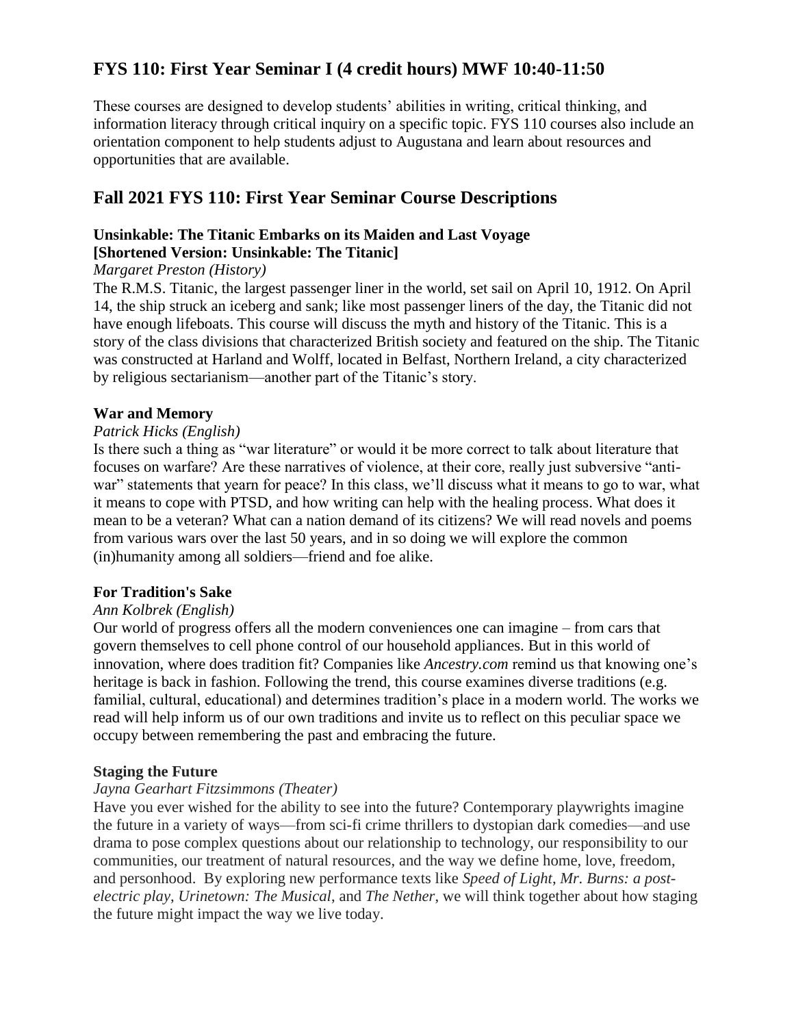# FYS 110: First Year Seminar I (4 credit hours) MWF 10:40-11:50

These courses are designed to develop students' abilities in writing, critical thinking, and information literacy through critical inquiry on a specific topic. FYS 110 courses also include an orientation component to help students adjust to Augustana and learn about resources and opportunities that are available.

## Fall 2021 FYS 110: First Year Seminar Course Descriptions

### Unsinkable: The Titanic Embarks on its Maiden and Last Voyage [Shortened Version: Unsinkable: The Titanic]

*Margaret Preston (History)*

The R.M.S. Titanic, the largest passenger liner in the world, set sail on April 10, 1912. On April 14, the ship struck an iceberg and sank; like most passenger liners of the day, the Titanic did not have enough lifeboats. This course will discuss the myth and history of the Titanic. This is a story of the class divisions that characterized British society and featured on the ship. The Titanic was constructed at Harland and Wolff, located in Belfast, Northern Ireland, a city characterized by religious sectarianism—another part of the Titanic's story.

### War and Memory

*Patrick Hicks (English)*

Is there such a thing as "war literature" or would it be more correct to talk about literature that focuses on warfare? Are these narratives of violence, at their core, really just subversive "anti-war" statements that yearn for peace? In this class, we'll discuss what it means to go to war, what it means to cope with PTSD, and how writing can help with the healing process. What does it mean to be a veteran? What can a nation demand of its citizens? We will read novels and poems from various wars over the last 50 years, and in so doing we will explore the common (in)humanity among all soldiers—friend and foe alike.

### For Tradition's Sake

*Ann Kolbrek (English)*

Our world of progress offers all the modern conveniences one can imagine – from cars that govern themselves to cell phone control of our household appliances. But in this world of innovation, where does tradition fit? Companies like *Ancestry.com* remind us that knowing one's heritage is back in fashion. Following the trend, this course examines diverse traditions (e.g. familial, cultural, educational) and determines tradition's place in a modern world. The works we read will help inform us of our own traditions and invite us to reflect on this peculiar space we occupy between remembering the past and embracing the future.

### Staging the Future

*Jayna Gearhart Fitzsimmons (Theater)*

Have you ever wished for the ability to see into the future? Contemporary playwrights imagine the future in a variety of ways—from sci-fi crime thrillers to dystopian dark comedies—and use drama to pose complex questions about our relationship to technology, our responsibility to our communities, our treatment of natural resources, and the way we define home, love, freedom, and personhood. By exploring new performance texts like *Speed of Light*, *Mr. Burns: a post-electric play*, *Urinetown: The Musical*, and *The Nether*, we will think together about how staging the future might impact the way we live today.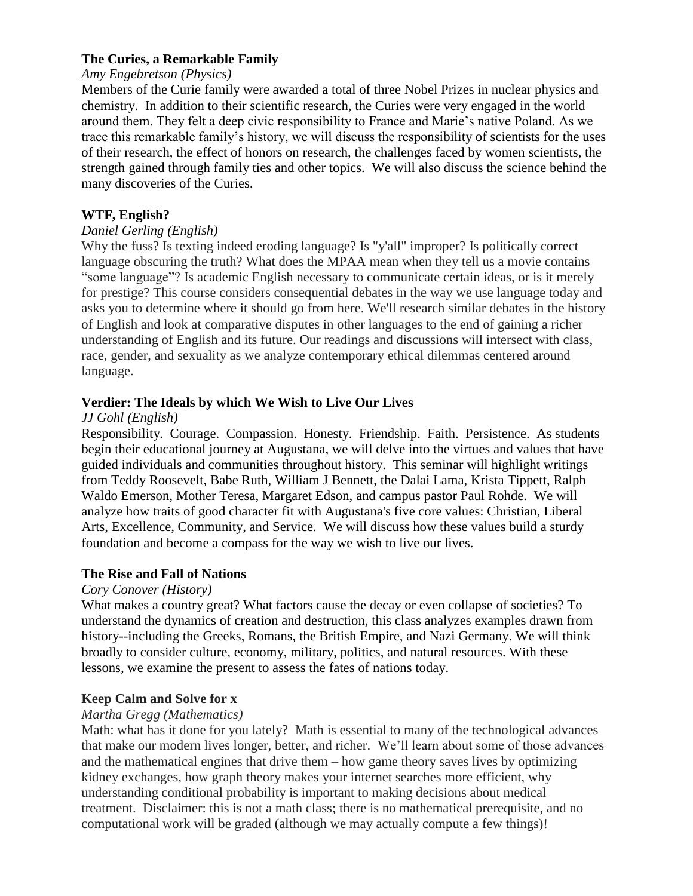**The Curies, a Remarkable Family**

*Amy Engebretson (Physics)*

Members of the Curie family were awarded a total of three Nobel Prizes in nuclear physics and chemistry. In addition to their scientific research, the Curies were very engaged in the world around them. They felt a deep civic responsibility to France and Marie's native Poland. As we trace this remarkable family's history, we will discuss the responsibility of scientists for the uses of their research, the effect of honors on research, the challenges faced by women scientists, the strength gained through family ties and other topics. We will also discuss the science behind the many discoveries of the Curies.

**WTF, English?**

*Daniel Gerling (English)*

Why the fuss? Is texting indeed eroding language? Is "y'all" improper? Is politically correct language obscuring the truth? What does the MPAA mean when they tell us a movie contains "some language"? Is academic English necessary to communicate certain ideas, or is it merely for prestige? This course considers consequential debates in the way we use language today and asks you to determine where it should go from here. We'll research similar debates in the history of English and look at comparative disputes in other languages to the end of gaining a richer understanding of English and its future. Our readings and discussions will intersect with class, race, gender, and sexuality as we analyze contemporary ethical dilemmas centered around language.

**Verdier: The Ideals by which We Wish to Live Our Lives**

*JJ Gohl (English)*

Responsibility. Courage. Compassion. Honesty. Friendship. Faith. Persistence. As students begin their educational journey at Augustana, we will delve into the virtues and values that have guided individuals and communities throughout history. This seminar will highlight writings from Teddy Roosevelt, Babe Ruth, William J Bennett, the Dalai Lama, Krista Tippett, Ralph Waldo Emerson, Mother Teresa, Margaret Edson, and campus pastor Paul Rohde. We will analyze how traits of good character fit with Augustana's five core values: Christian, Liberal Arts, Excellence, Community, and Service. We will discuss how these values build a sturdy foundation and become a compass for the way we wish to live our lives.

**The Rise and Fall of Nations**

*Cory Conover (History)*

What makes a country great? What factors cause the decay or even collapse of societies? To understand the dynamics of creation and destruction, this class analyzes examples drawn from history--including the Greeks, Romans, the British Empire, and Nazi Germany. We will think broadly to consider culture, economy, military, politics, and natural resources. With these lessons, we examine the present to assess the fates of nations today.

**Keep Calm and Solve for x**

*Martha Gregg (Mathematics)*

Math: what has it done for you lately? Math is essential to many of the technological advances that make our modern lives longer, better, and richer. We'll learn about some of those advances and the mathematical engines that drive them – how game theory saves lives by optimizing kidney exchanges, how graph theory makes your internet searches more efficient, why understanding conditional probability is important to making decisions about medical treatment. Disclaimer: this is not a math class; there is no mathematical prerequisite, and no computational work will be graded (although we may actually compute a few things)!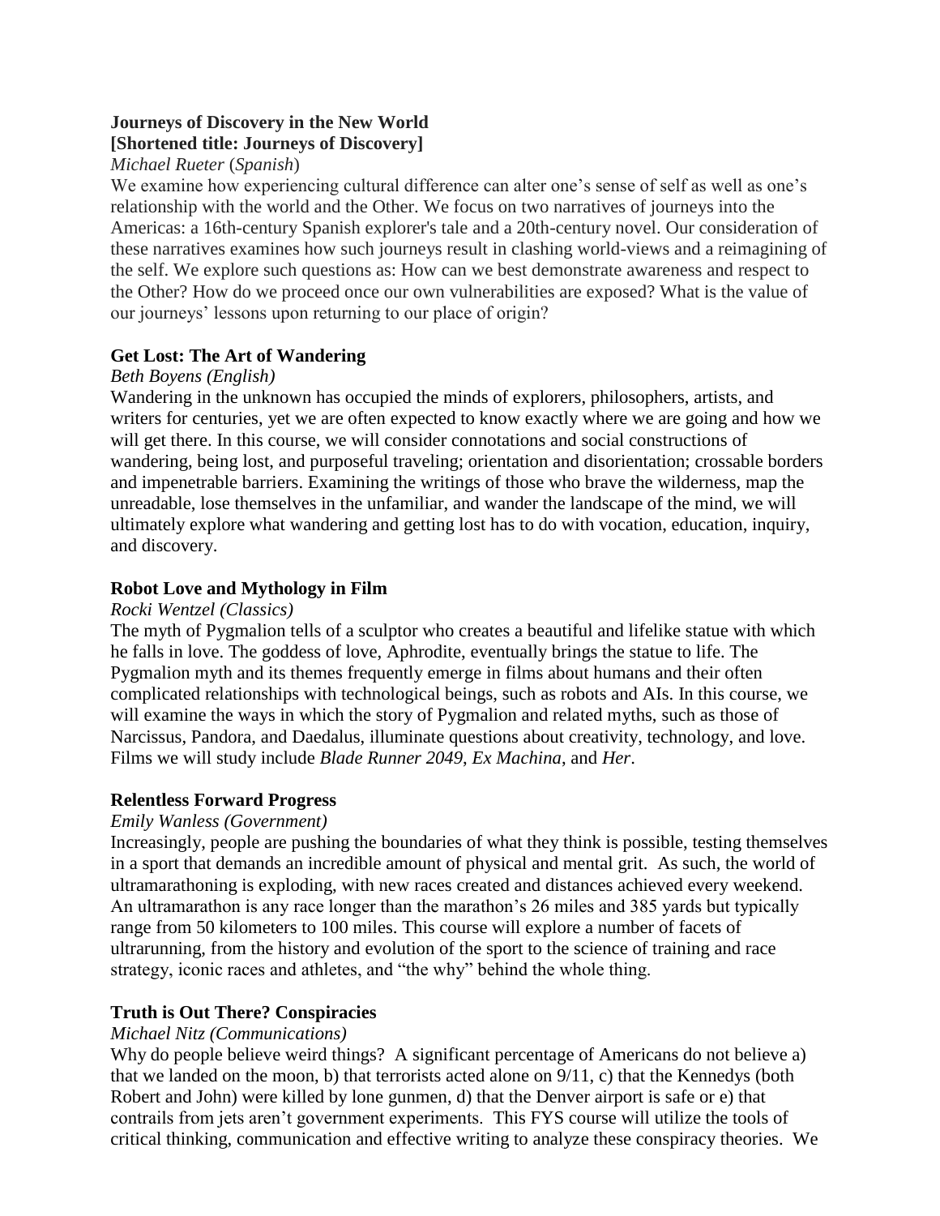**Journeys of Discovery in the New World**
**[Shortened title: Journeys of Discovery]**

*Michael Rueter* (*Spanish*)

We examine how experiencing cultural difference can alter one's sense of self as well as one's relationship with the world and the Other. We focus on two narratives of journeys into the Americas: a 16th-century Spanish explorer's tale and a 20th-century novel. Our consideration of these narratives examines how such journeys result in clashing world-views and a reimagining of the self. We explore such questions as: How can we best demonstrate awareness and respect to the Other? How do we proceed once our own vulnerabilities are exposed? What is the value of our journeys' lessons upon returning to our place of origin?

**Get Lost: The Art of Wandering**

*Beth Boyens (English)*

Wandering in the unknown has occupied the minds of explorers, philosophers, artists, and writers for centuries, yet we are often expected to know exactly where we are going and how we will get there. In this course, we will consider connotations and social constructions of wandering, being lost, and purposeful traveling; orientation and disorientation; crossable borders and impenetrable barriers. Examining the writings of those who brave the wilderness, map the unreadable, lose themselves in the unfamiliar, and wander the landscape of the mind, we will ultimately explore what wandering and getting lost has to do with vocation, education, inquiry, and discovery.

**Robot Love and Mythology in Film**

*Rocki Wentzel (Classics)*

The myth of Pygmalion tells of a sculptor who creates a beautiful and lifelike statue with which he falls in love. The goddess of love, Aphrodite, eventually brings the statue to life. The Pygmalion myth and its themes frequently emerge in films about humans and their often complicated relationships with technological beings, such as robots and AIs. In this course, we will examine the ways in which the story of Pygmalion and related myths, such as those of Narcissus, Pandora, and Daedalus, illuminate questions about creativity, technology, and love. Films we will study include *Blade Runner 2049*, *Ex Machina*, and *Her*.

**Relentless Forward Progress**

*Emily Wanless (Government)*

Increasingly, people are pushing the boundaries of what they think is possible, testing themselves in a sport that demands an incredible amount of physical and mental grit. As such, the world of ultramarathoning is exploding, with new races created and distances achieved every weekend. An ultramarathon is any race longer than the marathon's 26 miles and 385 yards but typically range from 50 kilometers to 100 miles. This course will explore a number of facets of ultrarunning, from the history and evolution of the sport to the science of training and race strategy, iconic races and athletes, and "the why" behind the whole thing.

**Truth is Out There? Conspiracies**

*Michael Nitz (Communications)*

Why do people believe weird things? A significant percentage of Americans do not believe a) that we landed on the moon, b) that terrorists acted alone on 9/11, c) that the Kennedys (both Robert and John) were killed by lone gunmen, d) that the Denver airport is safe or e) that contrails from jets aren't government experiments. This FYS course will utilize the tools of critical thinking, communication and effective writing to analyze these conspiracy theories. We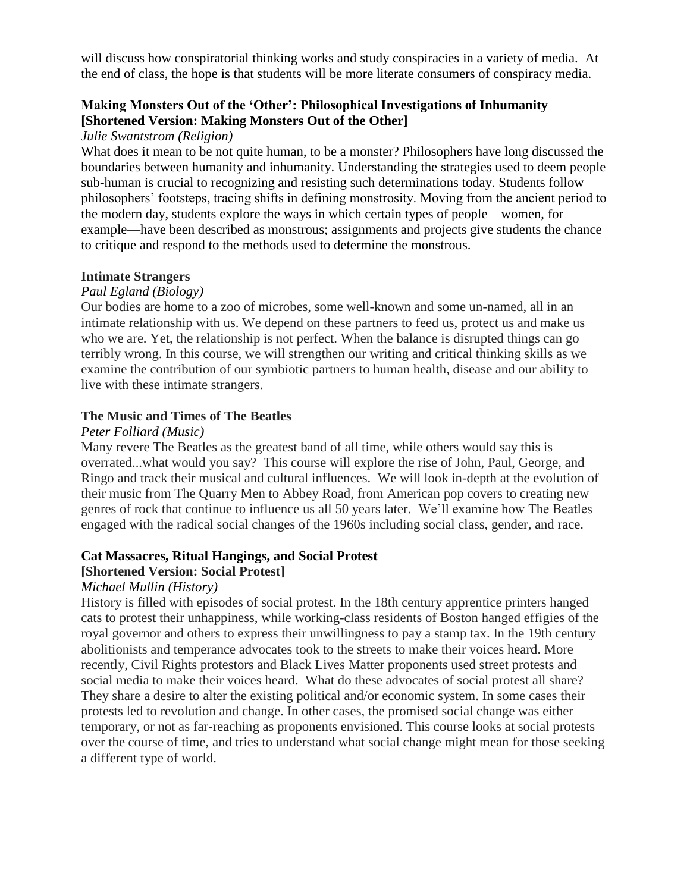will discuss how conspiratorial thinking works and study conspiracies in a variety of media. At the end of class, the hope is that students will be more literate consumers of conspiracy media.

### Making Monsters Out of the 'Other': Philosophical Investigations of Inhumanity [Shortened Version: Making Monsters Out of the Other]

*Julie Swantstrom (Religion)*

What does it mean to be not quite human, to be a monster? Philosophers have long discussed the boundaries between humanity and inhumanity. Understanding the strategies used to deem people sub-human is crucial to recognizing and resisting such determinations today. Students follow philosophers' footsteps, tracing shifts in defining monstrosity. Moving from the ancient period to the modern day, students explore the ways in which certain types of people—women, for example—have been described as monstrous; assignments and projects give students the chance to critique and respond to the methods used to determine the monstrous.

### Intimate Strangers

*Paul Egland (Biology)*

Our bodies are home to a zoo of microbes, some well-known and some un-named, all in an intimate relationship with us. We depend on these partners to feed us, protect us and make us who we are. Yet, the relationship is not perfect. When the balance is disrupted things can go terribly wrong. In this course, we will strengthen our writing and critical thinking skills as we examine the contribution of our symbiotic partners to human health, disease and our ability to live with these intimate strangers.

### The Music and Times of The Beatles

*Peter Folliard (Music)*

Many revere The Beatles as the greatest band of all time, while others would say this is overrated...what would you say? This course will explore the rise of John, Paul, George, and Ringo and track their musical and cultural influences. We will look in-depth at the evolution of their music from The Quarry Men to Abbey Road, from American pop covers to creating new genres of rock that continue to influence us all 50 years later. We'll examine how The Beatles engaged with the radical social changes of the 1960s including social class, gender, and race.

### Cat Massacres, Ritual Hangings, and Social Protest [Shortened Version: Social Protest]

*Michael Mullin (History)*

History is filled with episodes of social protest. In the 18th century apprentice printers hanged cats to protest their unhappiness, while working-class residents of Boston hanged effigies of the royal governor and others to express their unwillingness to pay a stamp tax. In the 19th century abolitionists and temperance advocates took to the streets to make their voices heard. More recently, Civil Rights protestors and Black Lives Matter proponents used street protests and social media to make their voices heard. What do these advocates of social protest all share? They share a desire to alter the existing political and/or economic system. In some cases their protests led to revolution and change. In other cases, the promised social change was either temporary, or not as far-reaching as proponents envisioned. This course looks at social protests over the course of time, and tries to understand what social change might mean for those seeking a different type of world.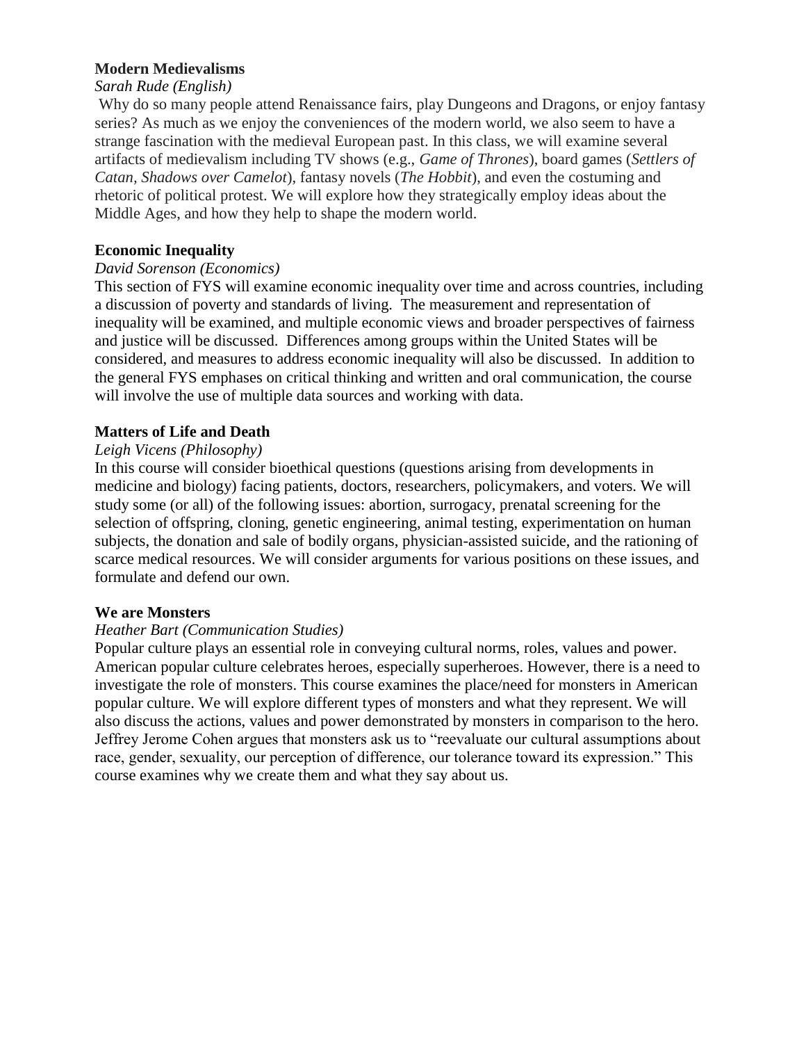**Modern Medievalisms**

*Sarah Rude (English)*

Why do so many people attend Renaissance fairs, play Dungeons and Dragons, or enjoy fantasy series? As much as we enjoy the conveniences of the modern world, we also seem to have a strange fascination with the medieval European past. In this class, we will examine several artifacts of medievalism including TV shows (e.g., *Game of Thrones*), board games (*Settlers of Catan*, *Shadows over Camelot*), fantasy novels (*The Hobbit*), and even the costuming and rhetoric of political protest. We will explore how they strategically employ ideas about the Middle Ages, and how they help to shape the modern world.

**Economic Inequality**

*David Sorenson (Economics)*

This section of FYS will examine economic inequality over time and across countries, including a discussion of poverty and standards of living. The measurement and representation of inequality will be examined, and multiple economic views and broader perspectives of fairness and justice will be discussed. Differences among groups within the United States will be considered, and measures to address economic inequality will also be discussed. In addition to the general FYS emphases on critical thinking and written and oral communication, the course will involve the use of multiple data sources and working with data.

**Matters of Life and Death**

*Leigh Vicens (Philosophy)*

In this course will consider bioethical questions (questions arising from developments in medicine and biology) facing patients, doctors, researchers, policymakers, and voters. We will study some (or all) of the following issues: abortion, surrogacy, prenatal screening for the selection of offspring, cloning, genetic engineering, animal testing, experimentation on human subjects, the donation and sale of bodily organs, physician-assisted suicide, and the rationing of scarce medical resources. We will consider arguments for various positions on these issues, and formulate and defend our own.

**We are Monsters**

*Heather Bart (Communication Studies)*

Popular culture plays an essential role in conveying cultural norms, roles, values and power. American popular culture celebrates heroes, especially superheroes. However, there is a need to investigate the role of monsters. This course examines the place/need for monsters in American popular culture. We will explore different types of monsters and what they represent. We will also discuss the actions, values and power demonstrated by monsters in comparison to the hero. Jeffrey Jerome Cohen argues that monsters ask us to "reevaluate our cultural assumptions about race, gender, sexuality, our perception of difference, our tolerance toward its expression." This course examines why we create them and what they say about us.